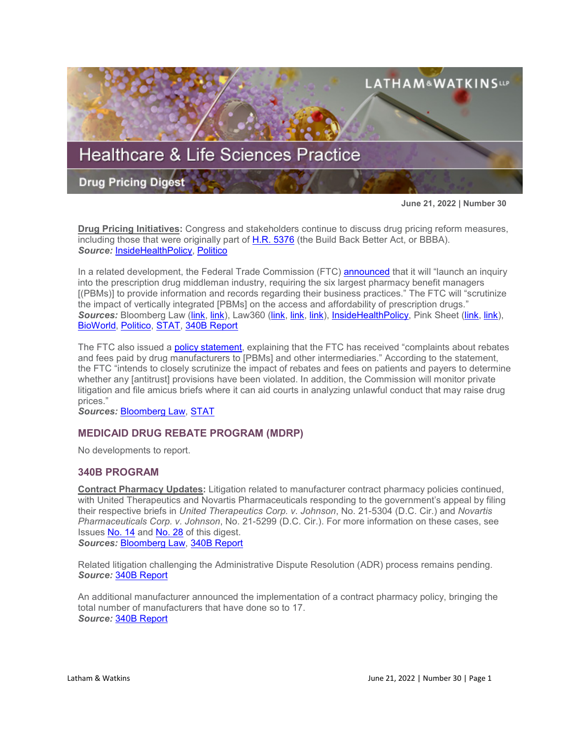# Healthcare & Life Sciences Practice

## Drug Pricing Digest

**June 21, 2022 | Number 30**

**Drug Pricing Initiatives:** Congress and stakeholders continue to discuss drug pricing reform measures, including those that were originally part of H.R. 5376 (the Build Back Better Act, or BBBA).
***Source:*** InsideHealthPolicy, Politico

In a related development, the Federal Trade Commission (FTC) announced that it will "launch an inquiry into the prescription drug middleman industry, requiring the six largest pharmacy benefit managers [(PBMs)] to provide information and records regarding their business practices." The FTC will "scrutinize the impact of vertically integrated [PBMs] on the access and affordability of prescription drugs."
***Sources:*** Bloomberg Law (link, link), Law360 (link, link, link), InsideHealthPolicy, Pink Sheet (link, link), BioWorld, Politico, STAT, 340B Report

The FTC also issued a policy statement, explaining that the FTC has received "complaints about rebates and fees paid by drug manufacturers to [PBMs] and other intermediaries." According to the statement, the FTC "intends to closely scrutinize the impact of rebates and fees on patients and payers to determine whether any [antitrust] provisions have been violated. In addition, the Commission will monitor private litigation and file amicus briefs where it can aid courts in analyzing unlawful conduct that may raise drug prices."
***Sources:*** Bloomberg Law, STAT

### MEDICAID DRUG REBATE PROGRAM (MDRP)

No developments to report.

### 340B PROGRAM

**Contract Pharmacy Updates:** Litigation related to manufacturer contract pharmacy policies continued, with United Therapeutics and Novartis Pharmaceuticals responding to the government's appeal by filing their respective briefs in *United Therapeutics Corp. v. Johnson*, No. 21-5304 (D.C. Cir.) and *Novartis Pharmaceuticals Corp. v. Johnson*, No. 21-5299 (D.C. Cir.). For more information on these cases, see Issues No. 14 and No. 28 of this digest.
***Sources:*** Bloomberg Law, 340B Report

Related litigation challenging the Administrative Dispute Resolution (ADR) process remains pending.
***Source:*** 340B Report

An additional manufacturer announced the implementation of a contract pharmacy policy, bringing the total number of manufacturers that have done so to 17.
***Source:*** 340B Report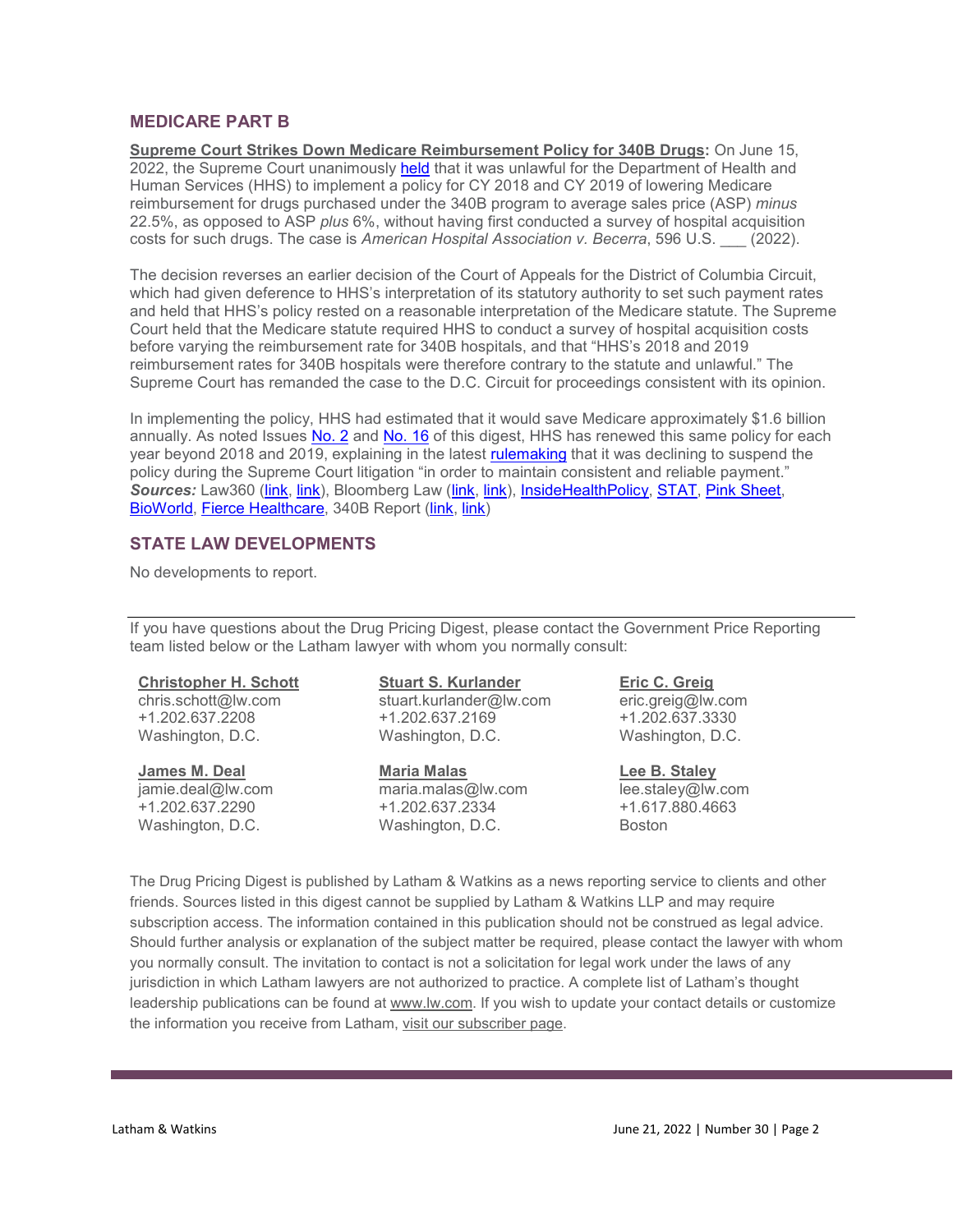## MEDICARE PART B

**Supreme Court Strikes Down Medicare Reimbursement Policy for 340B Drugs:** On June 15, 2022, the Supreme Court unanimously held that it was unlawful for the Department of Health and Human Services (HHS) to implement a policy for CY 2018 and CY 2019 of lowering Medicare reimbursement for drugs purchased under the 340B program to average sales price (ASP) *minus* 22.5%, as opposed to ASP *plus* 6%, without having first conducted a survey of hospital acquisition costs for such drugs. The case is *American Hospital Association v. Becerra*, 596 U.S. ___ (2022).

The decision reverses an earlier decision of the Court of Appeals for the District of Columbia Circuit, which had given deference to HHS's interpretation of its statutory authority to set such payment rates and held that HHS's policy rested on a reasonable interpretation of the Medicare statute. The Supreme Court held that the Medicare statute required HHS to conduct a survey of hospital acquisition costs before varying the reimbursement rate for 340B hospitals, and that "HHS's 2018 and 2019 reimbursement rates for 340B hospitals were therefore contrary to the statute and unlawful." The Supreme Court has remanded the case to the D.C. Circuit for proceedings consistent with its opinion.

In implementing the policy, HHS had estimated that it would save Medicare approximately $1.6 billion annually. As noted Issues No. 2 and No. 16 of this digest, HHS has renewed this same policy for each year beyond 2018 and 2019, explaining in the latest rulemaking that it was declining to suspend the policy during the Supreme Court litigation "in order to maintain consistent and reliable payment." ***Sources:*** Law360 (link, link), Bloomberg Law (link, link), InsideHealthPolicy, STAT, Pink Sheet, BioWorld, Fierce Healthcare, 340B Report (link, link)

## STATE LAW DEVELOPMENTS

No developments to report.

---

If you have questions about the Drug Pricing Digest, please contact the Government Price Reporting team listed below or the Latham lawyer with whom you normally consult:

**Christopher H. Schott**
chris.schott@lw.com
+1.202.637.2208
Washington, D.C.

**Stuart S. Kurlander**
stuart.kurlander@lw.com
+1.202.637.2169
Washington, D.C.

**Eric C. Greig**
eric.greig@lw.com
+1.202.637.3330
Washington, D.C.

**James M. Deal**
jamie.deal@lw.com
+1.202.637.2290
Washington, D.C.

**Maria Malas**
maria.malas@lw.com
+1.202.637.2334
Washington, D.C.

**Lee B. Staley**
lee.staley@lw.com
+1.617.880.4663
Boston

The Drug Pricing Digest is published by Latham & Watkins as a news reporting service to clients and other friends. Sources listed in this digest cannot be supplied by Latham & Watkins LLP and may require subscription access. The information contained in this publication should not be construed as legal advice. Should further analysis or explanation of the subject matter be required, please contact the lawyer with whom you normally consult. The invitation to contact is not a solicitation for legal work under the laws of any jurisdiction in which Latham lawyers are not authorized to practice. A complete list of Latham's thought leadership publications can be found at www.lw.com. If you wish to update your contact details or customize the information you receive from Latham, visit our subscriber page.